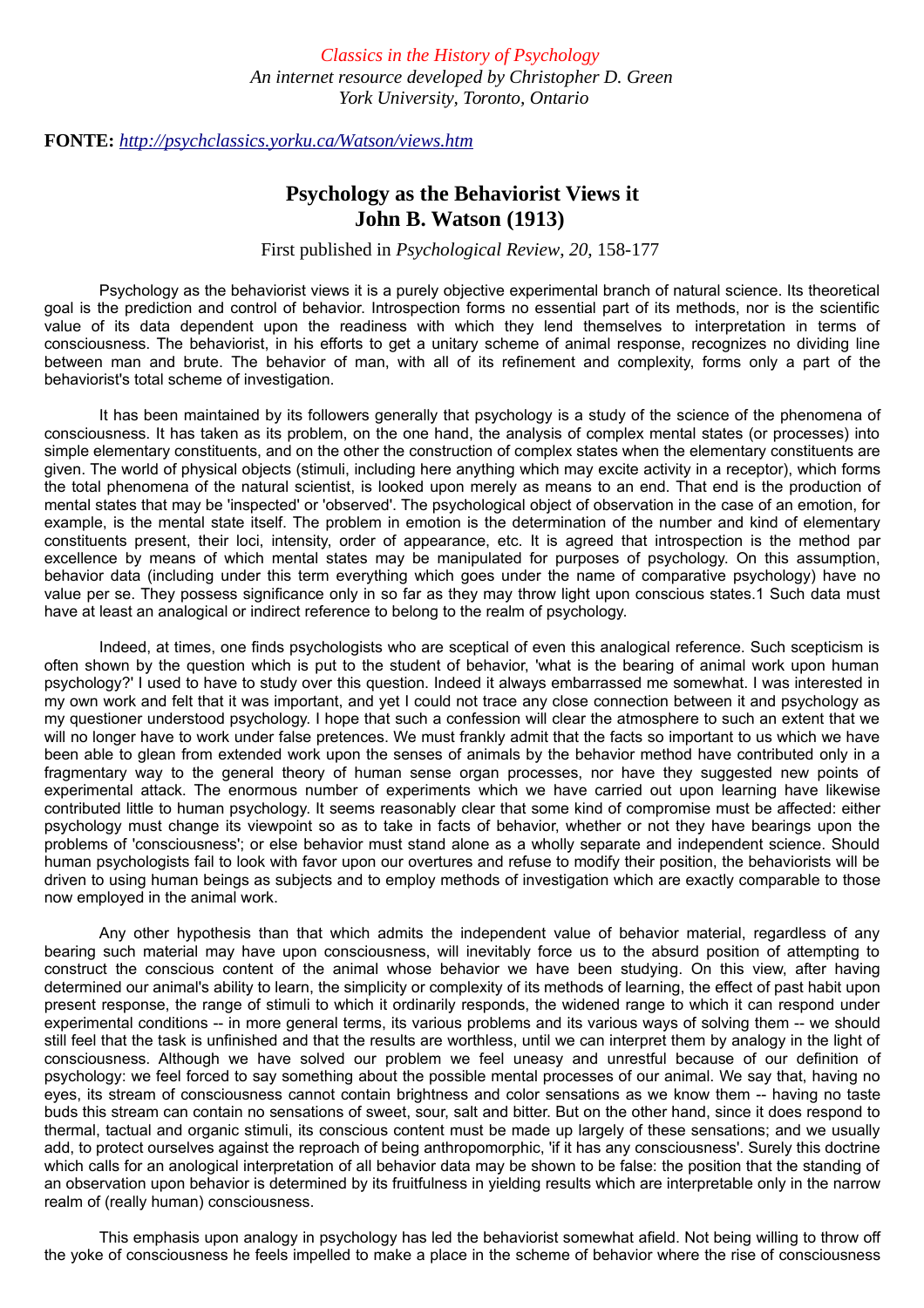*Classics in the History of Psychology*
*An internet resource developed by Christopher D. Green*
*York University, Toronto, Ontario*

**FONTE:** *http://psychclassics.yorku.ca/Watson/views.htm*

# Psychology as the Behaviorist Views it
## John B. Watson (1913)

First published in *Psychological Review*, *20*, 158-177

Psychology as the behaviorist views it is a purely objective experimental branch of natural science. Its theoretical goal is the prediction and control of behavior. Introspection forms no essential part of its methods, nor is the scientific value of its data dependent upon the readiness with which they lend themselves to interpretation in terms of consciousness. The behaviorist, in his efforts to get a unitary scheme of animal response, recognizes no dividing line between man and brute. The behavior of man, with all of its refinement and complexity, forms only a part of the behaviorist's total scheme of investigation.

It has been maintained by its followers generally that psychology is a study of the science of the phenomena of consciousness. It has taken as its problem, on the one hand, the analysis of complex mental states (or processes) into simple elementary constituents, and on the other the construction of complex states when the elementary constituents are given. The world of physical objects (stimuli, including here anything which may excite activity in a receptor), which forms the total phenomena of the natural scientist, is looked upon merely as means to an end. That end is the production of mental states that may be 'inspected' or 'observed'. The psychological object of observation in the case of an emotion, for example, is the mental state itself. The problem in emotion is the determination of the number and kind of elementary constituents present, their loci, intensity, order of appearance, etc. It is agreed that introspection is the method par excellence by means of which mental states may be manipulated for purposes of psychology. On this assumption, behavior data (including under this term everything which goes under the name of comparative psychology) have no value per se. They possess significance only in so far as they may throw light upon conscious states.1 Such data must have at least an analogical or indirect reference to belong to the realm of psychology.

Indeed, at times, one finds psychologists who are sceptical of even this analogical reference. Such scepticism is often shown by the question which is put to the student of behavior, 'what is the bearing of animal work upon human psychology?' I used to have to study over this question. Indeed it always embarrassed me somewhat. I was interested in my own work and felt that it was important, and yet I could not trace any close connection between it and psychology as my questioner understood psychology. I hope that such a confession will clear the atmosphere to such an extent that we will no longer have to work under false pretences. We must frankly admit that the facts so important to us which we have been able to glean from extended work upon the senses of animals by the behavior method have contributed only in a fragmentary way to the general theory of human sense organ processes, nor have they suggested new points of experimental attack. The enormous number of experiments which we have carried out upon learning have likewise contributed little to human psychology. It seems reasonably clear that some kind of compromise must be affected: either psychology must change its viewpoint so as to take in facts of behavior, whether or not they have bearings upon the problems of 'consciousness'; or else behavior must stand alone as a wholly separate and independent science. Should human psychologists fail to look with favor upon our overtures and refuse to modify their position, the behaviorists will be driven to using human beings as subjects and to employ methods of investigation which are exactly comparable to those now employed in the animal work.

Any other hypothesis than that which admits the independent value of behavior material, regardless of any bearing such material may have upon consciousness, will inevitably force us to the absurd position of attempting to construct the conscious content of the animal whose behavior we have been studying. On this view, after having determined our animal's ability to learn, the simplicity or complexity of its methods of learning, the effect of past habit upon present response, the range of stimuli to which it ordinarily responds, the widened range to which it can respond under experimental conditions -- in more general terms, its various problems and its various ways of solving them -- we should still feel that the task is unfinished and that the results are worthless, until we can interpret them by analogy in the light of consciousness. Although we have solved our problem we feel uneasy and unrestful because of our definition of psychology: we feel forced to say something about the possible mental processes of our animal. We say that, having no eyes, its stream of consciousness cannot contain brightness and color sensations as we know them -- having no taste buds this stream can contain no sensations of sweet, sour, salt and bitter. But on the other hand, since it does respond to thermal, tactual and organic stimuli, its conscious content must be made up largely of these sensations; and we usually add, to protect ourselves against the reproach of being anthropomorphic, 'if it has any consciousness'. Surely this doctrine which calls for an anological interpretation of all behavior data may be shown to be false: the position that the standing of an observation upon behavior is determined by its fruitfulness in yielding results which are interpretable only in the narrow realm of (really human) consciousness.

This emphasis upon analogy in psychology has led the behaviorist somewhat afield. Not being willing to throw off the yoke of consciousness he feels impelled to make a place in the scheme of behavior where the rise of consciousness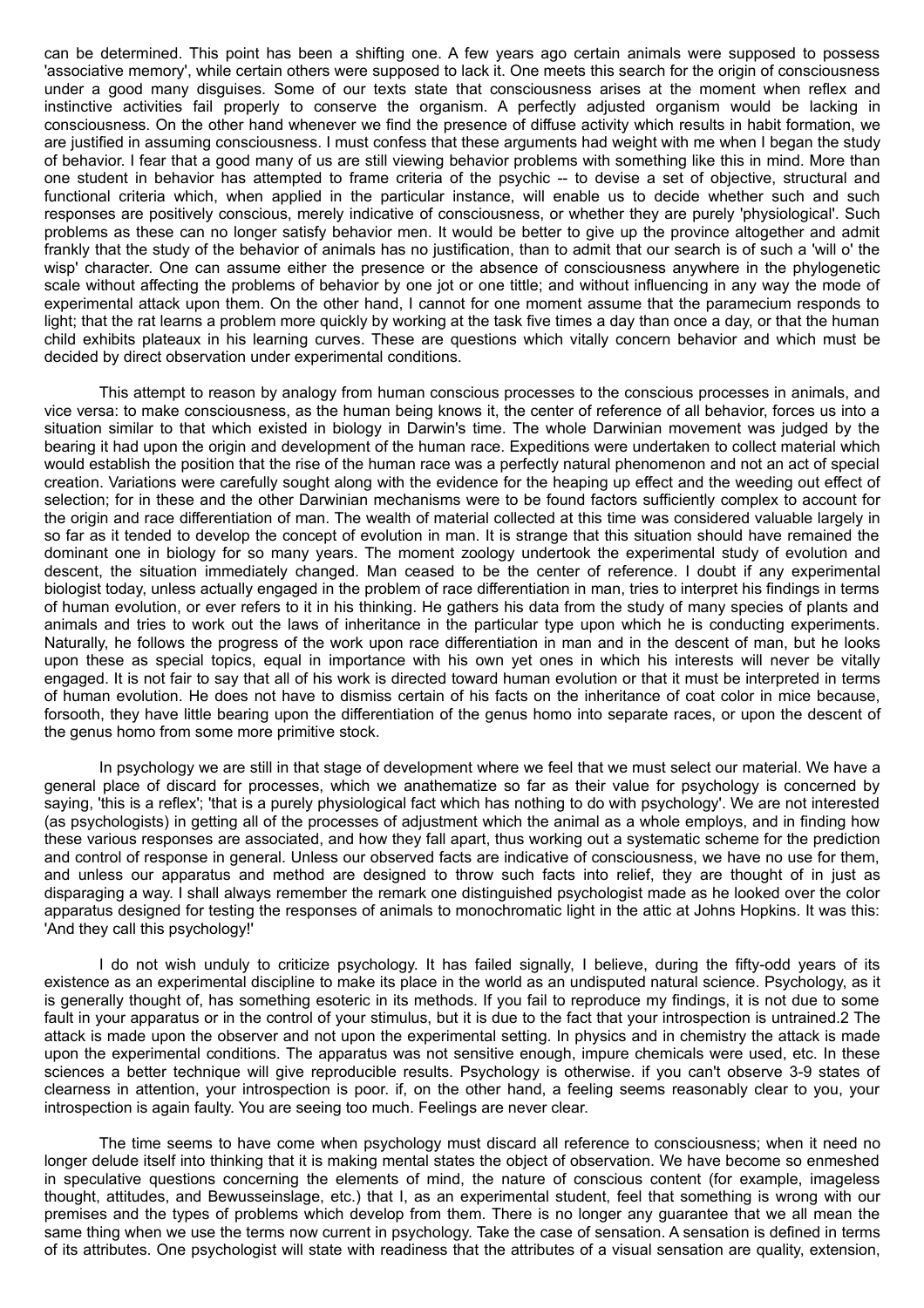can be determined. This point has been a shifting one. A few years ago certain animals were supposed to possess 'associative memory', while certain others were supposed to lack it. One meets this search for the origin of consciousness under a good many disguises. Some of our texts state that consciousness arises at the moment when reflex and instinctive activities fail properly to conserve the organism. A perfectly adjusted organism would be lacking in consciousness. On the other hand whenever we find the presence of diffuse activity which results in habit formation, we are justified in assuming consciousness. I must confess that these arguments had weight with me when I began the study of behavior. I fear that a good many of us are still viewing behavior problems with something like this in mind. More than one student in behavior has attempted to frame criteria of the psychic -- to devise a set of objective, structural and functional criteria which, when applied in the particular instance, will enable us to decide whether such and such responses are positively conscious, merely indicative of consciousness, or whether they are purely 'physiological'. Such problems as these can no longer satisfy behavior men. It would be better to give up the province altogether and admit frankly that the study of the behavior of animals has no justification, than to admit that our search is of such a 'will o' the wisp' character. One can assume either the presence or the absence of consciousness anywhere in the phylogenetic scale without affecting the problems of behavior by one jot or one tittle; and without influencing in any way the mode of experimental attack upon them. On the other hand, I cannot for one moment assume that the paramecium responds to light; that the rat learns a problem more quickly by working at the task five times a day than once a day, or that the human child exhibits plateaux in his learning curves. These are questions which vitally concern behavior and which must be decided by direct observation under experimental conditions.

This attempt to reason by analogy from human conscious processes to the conscious processes in animals, and vice versa: to make consciousness, as the human being knows it, the center of reference of all behavior, forces us into a situation similar to that which existed in biology in Darwin's time. The whole Darwinian movement was judged by the bearing it had upon the origin and development of the human race. Expeditions were undertaken to collect material which would establish the position that the rise of the human race was a perfectly natural phenomenon and not an act of special creation. Variations were carefully sought along with the evidence for the heaping up effect and the weeding out effect of selection; for in these and the other Darwinian mechanisms were to be found factors sufficiently complex to account for the origin and race differentiation of man. The wealth of material collected at this time was considered valuable largely in so far as it tended to develop the concept of evolution in man. It is strange that this situation should have remained the dominant one in biology for so many years. The moment zoology undertook the experimental study of evolution and descent, the situation immediately changed. Man ceased to be the center of reference. I doubt if any experimental biologist today, unless actually engaged in the problem of race differentiation in man, tries to interpret his findings in terms of human evolution, or ever refers to it in his thinking. He gathers his data from the study of many species of plants and animals and tries to work out the laws of inheritance in the particular type upon which he is conducting experiments. Naturally, he follows the progress of the work upon race differentiation in man and in the descent of man, but he looks upon these as special topics, equal in importance with his own yet ones in which his interests will never be vitally engaged. It is not fair to say that all of his work is directed toward human evolution or that it must be interpreted in terms of human evolution. He does not have to dismiss certain of his facts on the inheritance of coat color in mice because, forsooth, they have little bearing upon the differentiation of the genus homo into separate races, or upon the descent of the genus homo from some more primitive stock.

In psychology we are still in that stage of development where we feel that we must select our material. We have a general place of discard for processes, which we anathematize so far as their value for psychology is concerned by saying, 'this is a reflex'; 'that is a purely physiological fact which has nothing to do with psychology'. We are not interested (as psychologists) in getting all of the processes of adjustment which the animal as a whole employs, and in finding how these various responses are associated, and how they fall apart, thus working out a systematic scheme for the prediction and control of response in general. Unless our observed facts are indicative of consciousness, we have no use for them, and unless our apparatus and method are designed to throw such facts into relief, they are thought of in just as disparaging a way. I shall always remember the remark one distinguished psychologist made as he looked over the color apparatus designed for testing the responses of animals to monochromatic light in the attic at Johns Hopkins. It was this: 'And they call this psychology!'

I do not wish unduly to criticize psychology. It has failed signally, I believe, during the fifty-odd years of its existence as an experimental discipline to make its place in the world as an undisputed natural science. Psychology, as it is generally thought of, has something esoteric in its methods. If you fail to reproduce my findings, it is not due to some fault in your apparatus or in the control of your stimulus, but it is due to the fact that your introspection is untrained.2 The attack is made upon the observer and not upon the experimental setting. In physics and in chemistry the attack is made upon the experimental conditions. The apparatus was not sensitive enough, impure chemicals were used, etc. In these sciences a better technique will give reproducible results. Psychology is otherwise. if you can't observe 3-9 states of clearness in attention, your introspection is poor. if, on the other hand, a feeling seems reasonably clear to you, your introspection is again faulty. You are seeing too much. Feelings are never clear.

The time seems to have come when psychology must discard all reference to consciousness; when it need no longer delude itself into thinking that it is making mental states the object of observation. We have become so enmeshed in speculative questions concerning the elements of mind, the nature of conscious content (for example, imageless thought, attitudes, and Bewusseinslage, etc.) that I, as an experimental student, feel that something is wrong with our premises and the types of problems which develop from them. There is no longer any guarantee that we all mean the same thing when we use the terms now current in psychology. Take the case of sensation. A sensation is defined in terms of its attributes. One psychologist will state with readiness that the attributes of a visual sensation are quality, extension,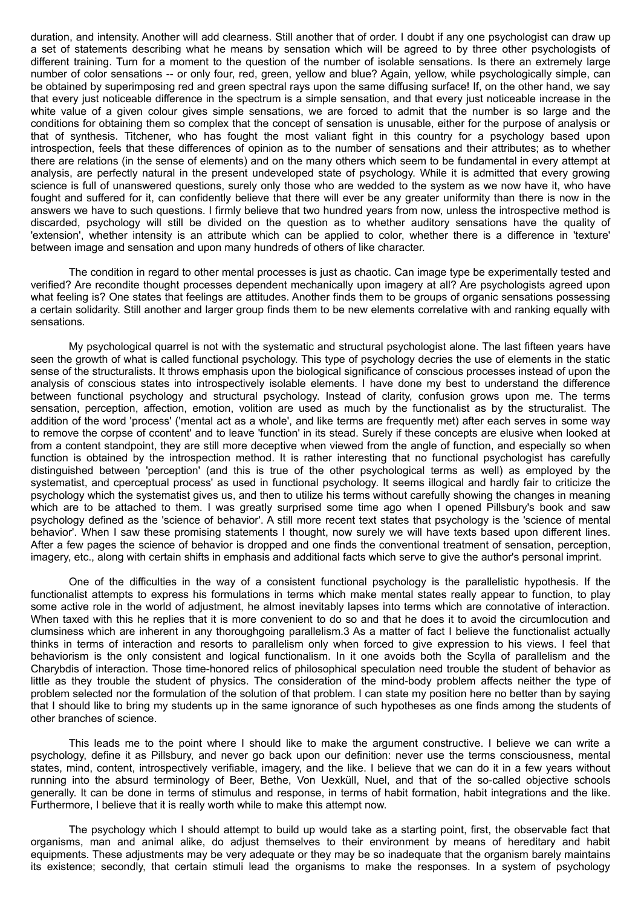duration, and intensity. Another will add clearness. Still another that of order. I doubt if any one psychologist can draw up a set of statements describing what he means by sensation which will be agreed to by three other psychologists of different training. Turn for a moment to the question of the number of isolable sensations. Is there an extremely large number of color sensations -- or only four, red, green, yellow and blue? Again, yellow, while psychologically simple, can be obtained by superimposing red and green spectral rays upon the same diffusing surface! If, on the other hand, we say that every just noticeable difference in the spectrum is a simple sensation, and that every just noticeable increase in the white value of a given colour gives simple sensations, we are forced to admit that the number is so large and the conditions for obtaining them so complex that the concept of sensation is unusable, either for the purpose of analysis or that of synthesis. Titchener, who has fought the most valiant fight in this country for a psychology based upon introspection, feels that these differences of opinion as to the number of sensations and their attributes; as to whether there are relations (in the sense of elements) and on the many others which seem to be fundamental in every attempt at analysis, are perfectly natural in the present undeveloped state of psychology. While it is admitted that every growing science is full of unanswered questions, surely only those who are wedded to the system as we now have it, who have fought and suffered for it, can confidently believe that there will ever be any greater uniformity than there is now in the answers we have to such questions. I firmly believe that two hundred years from now, unless the introspective method is discarded, psychology will still be divided on the question as to whether auditory sensations have the quality of 'extension', whether intensity is an attribute which can be applied to color, whether there is a difference in 'texture' between image and sensation and upon many hundreds of others of like character.

The condition in regard to other mental processes is just as chaotic. Can image type be experimentally tested and verified? Are recondite thought processes dependent mechanically upon imagery at all? Are psychologists agreed upon what feeling is? One states that feelings are attitudes. Another finds them to be groups of organic sensations possessing a certain solidarity. Still another and larger group finds them to be new elements correlative with and ranking equally with sensations.

My psychological quarrel is not with the systematic and structural psychologist alone. The last fifteen years have seen the growth of what is called functional psychology. This type of psychology decries the use of elements in the static sense of the structuralists. It throws emphasis upon the biological significance of conscious processes instead of upon the analysis of conscious states into introspectively isolable elements. I have done my best to understand the difference between functional psychology and structural psychology. Instead of clarity, confusion grows upon me. The terms sensation, perception, affection, emotion, volition are used as much by the functionalist as by the structuralist. The addition of the word 'process' ('mental act as a whole', and like terms are frequently met) after each serves in some way to remove the corpse of ccontent' and to leave 'function' in its stead. Surely if these concepts are elusive when looked at from a content standpoint, they are still more deceptive when viewed from the angle of function, and especially so when function is obtained by the introspection method. It is rather interesting that no functional psychologist has carefully distinguished between 'perception' (and this is true of the other psychological terms as well) as employed by the systematist, and cperceptual process' as used in functional psychology. It seems illogical and hardly fair to criticize the psychology which the systematist gives us, and then to utilize his terms without carefully showing the changes in meaning which are to be attached to them. I was greatly surprised some time ago when I opened Pillsbury's book and saw psychology defined as the 'science of behavior'. A still more recent text states that psychology is the 'science of mental behavior'. When I saw these promising statements I thought, now surely we will have texts based upon different lines. After a few pages the science of behavior is dropped and one finds the conventional treatment of sensation, perception, imagery, etc., along with certain shifts in emphasis and additional facts which serve to give the author's personal imprint.

One of the difficulties in the way of a consistent functional psychology is the parallelistic hypothesis. If the functionalist attempts to express his formulations in terms which make mental states really appear to function, to play some active role in the world of adjustment, he almost inevitably lapses into terms which are connotative of interaction. When taxed with this he replies that it is more convenient to do so and that he does it to avoid the circumlocution and clumsiness which are inherent in any thoroughgoing parallelism.[3] As a matter of fact I believe the functionalist actually thinks in terms of interaction and resorts to parallelism only when forced to give expression to his views. I feel that behaviorism is the only consistent and logical functionalism. In it one avoids both the Scylla of parallelism and the Charybdis of interaction. Those time-honored relics of philosophical speculation need trouble the student of behavior as little as they trouble the student of physics. The consideration of the mind-body problem affects neither the type of problem selected nor the formulation of the solution of that problem. I can state my position here no better than by saying that I should like to bring my students up in the same ignorance of such hypotheses as one finds among the students of other branches of science.

This leads me to the point where I should like to make the argument constructive. I believe we can write a psychology, define it as Pillsbury, and never go back upon our definition: never use the terms consciousness, mental states, mind, content, introspectively verifiable, imagery, and the like. I believe that we can do it in a few years without running into the absurd terminology of Beer, Bethe, Von Uexküll, Nuel, and that of the so-called objective schools generally. It can be done in terms of stimulus and response, in terms of habit formation, habit integrations and the like. Furthermore, I believe that it is really worth while to make this attempt now.

The psychology which I should attempt to build up would take as a starting point, first, the observable fact that organisms, man and animal alike, do adjust themselves to their environment by means of hereditary and habit equipments. These adjustments may be very adequate or they may be so inadequate that the organism barely maintains its existence; secondly, that certain stimuli lead the organisms to make the responses. In a system of psychology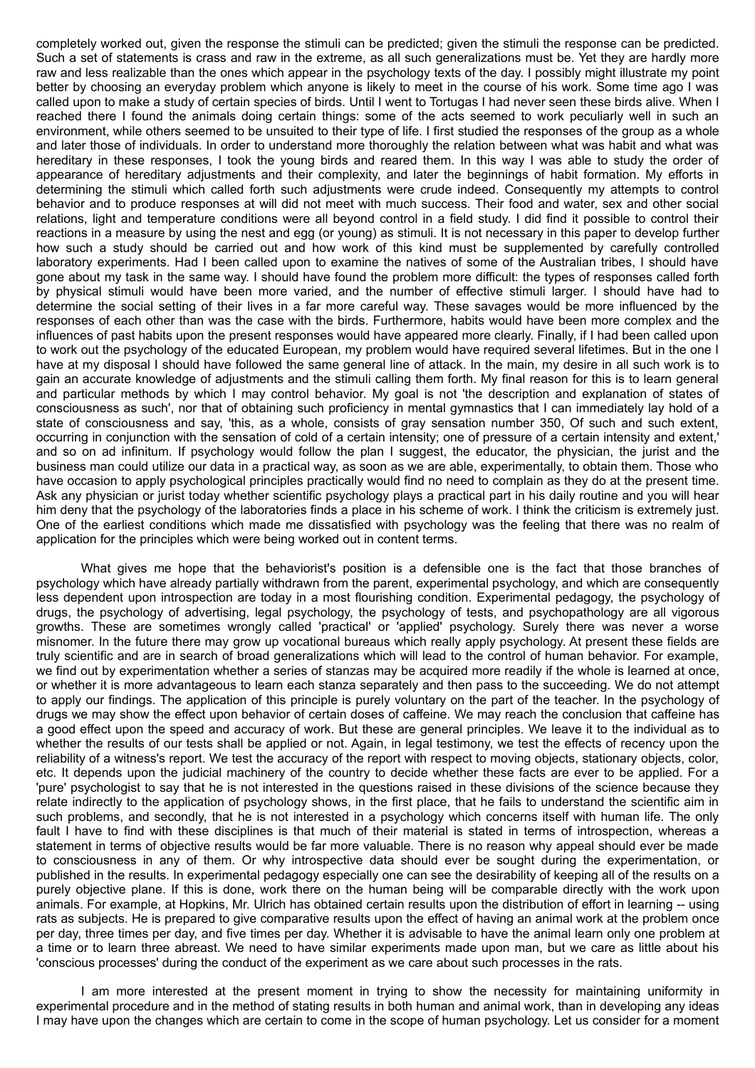completely worked out, given the response the stimuli can be predicted; given the stimuli the response can be predicted. Such a set of statements is crass and raw in the extreme, as all such generalizations must be. Yet they are hardly more raw and less realizable than the ones which appear in the psychology texts of the day. I possibly might illustrate my point better by choosing an everyday problem which anyone is likely to meet in the course of his work. Some time ago I was called upon to make a study of certain species of birds. Until I went to Tortugas I had never seen these birds alive. When I reached there I found the animals doing certain things: some of the acts seemed to work peculiarly well in such an environment, while others seemed to be unsuited to their type of life. I first studied the responses of the group as a whole and later those of individuals. In order to understand more thoroughly the relation between what was habit and what was hereditary in these responses, I took the young birds and reared them. In this way I was able to study the order of appearance of hereditary adjustments and their complexity, and later the beginnings of habit formation. My efforts in determining the stimuli which called forth such adjustments were crude indeed. Consequently my attempts to control behavior and to produce responses at will did not meet with much success. Their food and water, sex and other social relations, light and temperature conditions were all beyond control in a field study. I did find it possible to control their reactions in a measure by using the nest and egg (or young) as stimuli. It is not necessary in this paper to develop further how such a study should be carried out and how work of this kind must be supplemented by carefully controlled laboratory experiments. Had I been called upon to examine the natives of some of the Australian tribes, I should have gone about my task in the same way. I should have found the problem more difficult: the types of responses called forth by physical stimuli would have been more varied, and the number of effective stimuli larger. I should have had to determine the social setting of their lives in a far more careful way. These savages would be more influenced by the responses of each other than was the case with the birds. Furthermore, habits would have been more complex and the influences of past habits upon the present responses would have appeared more clearly. Finally, if I had been called upon to work out the psychology of the educated European, my problem would have required several lifetimes. But in the one I have at my disposal I should have followed the same general line of attack. In the main, my desire in all such work is to gain an accurate knowledge of adjustments and the stimuli calling them forth. My final reason for this is to learn general and particular methods by which I may control behavior. My goal is not 'the description and explanation of states of consciousness as such', nor that of obtaining such proficiency in mental gymnastics that I can immediately lay hold of a state of consciousness and say, 'this, as a whole, consists of gray sensation number 350, Of such and such extent, occurring in conjunction with the sensation of cold of a certain intensity; one of pressure of a certain intensity and extent,' and so on ad infinitum. If psychology would follow the plan I suggest, the educator, the physician, the jurist and the business man could utilize our data in a practical way, as soon as we are able, experimentally, to obtain them. Those who have occasion to apply psychological principles practically would find no need to complain as they do at the present time. Ask any physician or jurist today whether scientific psychology plays a practical part in his daily routine and you will hear him deny that the psychology of the laboratories finds a place in his scheme of work. I think the criticism is extremely just. One of the earliest conditions which made me dissatisfied with psychology was the feeling that there was no realm of application for the principles which were being worked out in content terms.

What gives me hope that the behaviorist's position is a defensible one is the fact that those branches of psychology which have already partially withdrawn from the parent, experimental psychology, and which are consequently less dependent upon introspection are today in a most flourishing condition. Experimental pedagogy, the psychology of drugs, the psychology of advertising, legal psychology, the psychology of tests, and psychopathology are all vigorous growths. These are sometimes wrongly called 'practical' or 'applied' psychology. Surely there was never a worse misnomer. In the future there may grow up vocational bureaus which really apply psychology. At present these fields are truly scientific and are in search of broad generalizations which will lead to the control of human behavior. For example, we find out by experimentation whether a series of stanzas may be acquired more readily if the whole is learned at once, or whether it is more advantageous to learn each stanza separately and then pass to the succeeding. We do not attempt to apply our findings. The application of this principle is purely voluntary on the part of the teacher. In the psychology of drugs we may show the effect upon behavior of certain doses of caffeine. We may reach the conclusion that caffeine has a good effect upon the speed and accuracy of work. But these are general principles. We leave it to the individual as to whether the results of our tests shall be applied or not. Again, in legal testimony, we test the effects of recency upon the reliability of a witness's report. We test the accuracy of the report with respect to moving objects, stationary objects, color, etc. It depends upon the judicial machinery of the country to decide whether these facts are ever to be applied. For a 'pure' psychologist to say that he is not interested in the questions raised in these divisions of the science because they relate indirectly to the application of psychology shows, in the first place, that he fails to understand the scientific aim in such problems, and secondly, that he is not interested in a psychology which concerns itself with human life. The only fault I have to find with these disciplines is that much of their material is stated in terms of introspection, whereas a statement in terms of objective results would be far more valuable. There is no reason why appeal should ever be made to consciousness in any of them. Or why introspective data should ever be sought during the experimentation, or published in the results. In experimental pedagogy especially one can see the desirability of keeping all of the results on a purely objective plane. If this is done, work there on the human being will be comparable directly with the work upon animals. For example, at Hopkins, Mr. Ulrich has obtained certain results upon the distribution of effort in learning -- using rats as subjects. He is prepared to give comparative results upon the effect of having an animal work at the problem once per day, three times per day, and five times per day. Whether it is advisable to have the animal learn only one problem at a time or to learn three abreast. We need to have similar experiments made upon man, but we care as little about his 'conscious processes' during the conduct of the experiment as we care about such processes in the rats.

I am more interested at the present moment in trying to show the necessity for maintaining uniformity in experimental procedure and in the method of stating results in both human and animal work, than in developing any ideas I may have upon the changes which are certain to come in the scope of human psychology. Let us consider for a moment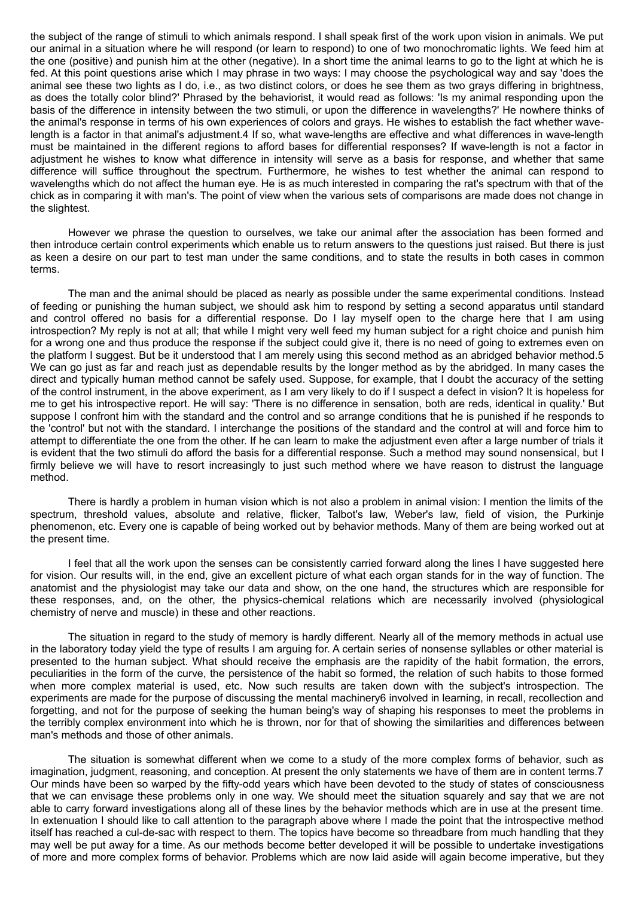the subject of the range of stimuli to which animals respond. I shall speak first of the work upon vision in animals. We put our animal in a situation where he will respond (or learn to respond) to one of two monochromatic lights. We feed him at the one (positive) and punish him at the other (negative). In a short time the animal learns to go to the light at which he is fed. At this point questions arise which I may phrase in two ways: I may choose the psychological way and say 'does the animal see these two lights as I do, i.e., as two distinct colors, or does he see them as two grays differing in brightness, as does the totally color blind?' Phrased by the behaviorist, it would read as follows: 'Is my animal responding upon the basis of the difference in intensity between the two stimuli, or upon the difference in wavelengths?' He nowhere thinks of the animal's response in terms of his own experiences of colors and grays. He wishes to establish the fact whether wave-length is a factor in that animal's adjustment.[4] If so, what wave-lengths are effective and what differences in wave-length must be maintained in the different regions to afford bases for differential responses? If wave-length is not a factor in adjustment he wishes to know what difference in intensity will serve as a basis for response, and whether that same difference will suffice throughout the spectrum. Furthermore, he wishes to test whether the animal can respond to wavelengths which do not affect the human eye. He is as much interested in comparing the rat's spectrum with that of the chick as in comparing it with man's. The point of view when the various sets of comparisons are made does not change in the slightest.

However we phrase the question to ourselves, we take our animal after the association has been formed and then introduce certain control experiments which enable us to return answers to the questions just raised. But there is just as keen a desire on our part to test man under the same conditions, and to state the results in both cases in common terms.

The man and the animal should be placed as nearly as possible under the same experimental conditions. Instead of feeding or punishing the human subject, we should ask him to respond by setting a second apparatus until standard and control offered no basis for a differential response. Do I lay myself open to the charge here that I am using introspection? My reply is not at all; that while I might very well feed my human subject for a right choice and punish him for a wrong one and thus produce the response if the subject could give it, there is no need of going to extremes even on the platform I suggest. But be it understood that I am merely using this second method as an abridged behavior method.[5] We can go just as far and reach just as dependable results by the longer method as by the abridged. In many cases the direct and typically human method cannot be safely used. Suppose, for example, that I doubt the accuracy of the setting of the control instrument, in the above experiment, as I am very likely to do if I suspect a defect in vision? It is hopeless for me to get his introspective report. He will say: 'There is no difference in sensation, both are reds, identical in quality.' But suppose I confront him with the standard and the control and so arrange conditions that he is punished if he responds to the 'control' but not with the standard. I interchange the positions of the standard and the control at will and force him to attempt to differentiate the one from the other. If he can learn to make the adjustment even after a large number of trials it is evident that the two stimuli do afford the basis for a differential response. Such a method may sound nonsensical, but I firmly believe we will have to resort increasingly to just such method where we have reason to distrust the language method.

There is hardly a problem in human vision which is not also a problem in animal vision: I mention the limits of the spectrum, threshold values, absolute and relative, flicker, Talbot's law, Weber's law, field of vision, the Purkinje phenomenon, etc. Every one is capable of being worked out by behavior methods. Many of them are being worked out at the present time.

I feel that all the work upon the senses can be consistently carried forward along the lines I have suggested here for vision. Our results will, in the end, give an excellent picture of what each organ stands for in the way of function. The anatomist and the physiologist may take our data and show, on the one hand, the structures which are responsible for these responses, and, on the other, the physics-chemical relations which are necessarily involved (physiological chemistry of nerve and muscle) in these and other reactions.

The situation in regard to the study of memory is hardly different. Nearly all of the memory methods in actual use in the laboratory today yield the type of results I am arguing for. A certain series of nonsense syllables or other material is presented to the human subject. What should receive the emphasis are the rapidity of the habit formation, the errors, peculiarities in the form of the curve, the persistence of the habit so formed, the relation of such habits to those formed when more complex material is used, etc. Now such results are taken down with the subject's introspection. The experiments are made for the purpose of discussing the mental machinery[6] involved in learning, in recall, recollection and forgetting, and not for the purpose of seeking the human being's way of shaping his responses to meet the problems in the terribly complex environment into which he is thrown, nor for that of showing the similarities and differences between man's methods and those of other animals.

The situation is somewhat different when we come to a study of the more complex forms of behavior, such as imagination, judgment, reasoning, and conception. At present the only statements we have of them are in content terms.[7] Our minds have been so warped by the fifty-odd years which have been devoted to the study of states of consciousness that we can envisage these problems only in one way. We should meet the situation squarely and say that we are not able to carry forward investigations along all of these lines by the behavior methods which are in use at the present time. In extenuation I should like to call attention to the paragraph above where I made the point that the introspective method itself has reached a cul-de-sac with respect to them. The topics have become so threadbare from much handling that they may well be put away for a time. As our methods become better developed it will be possible to undertake investigations of more and more complex forms of behavior. Problems which are now laid aside will again become imperative, but they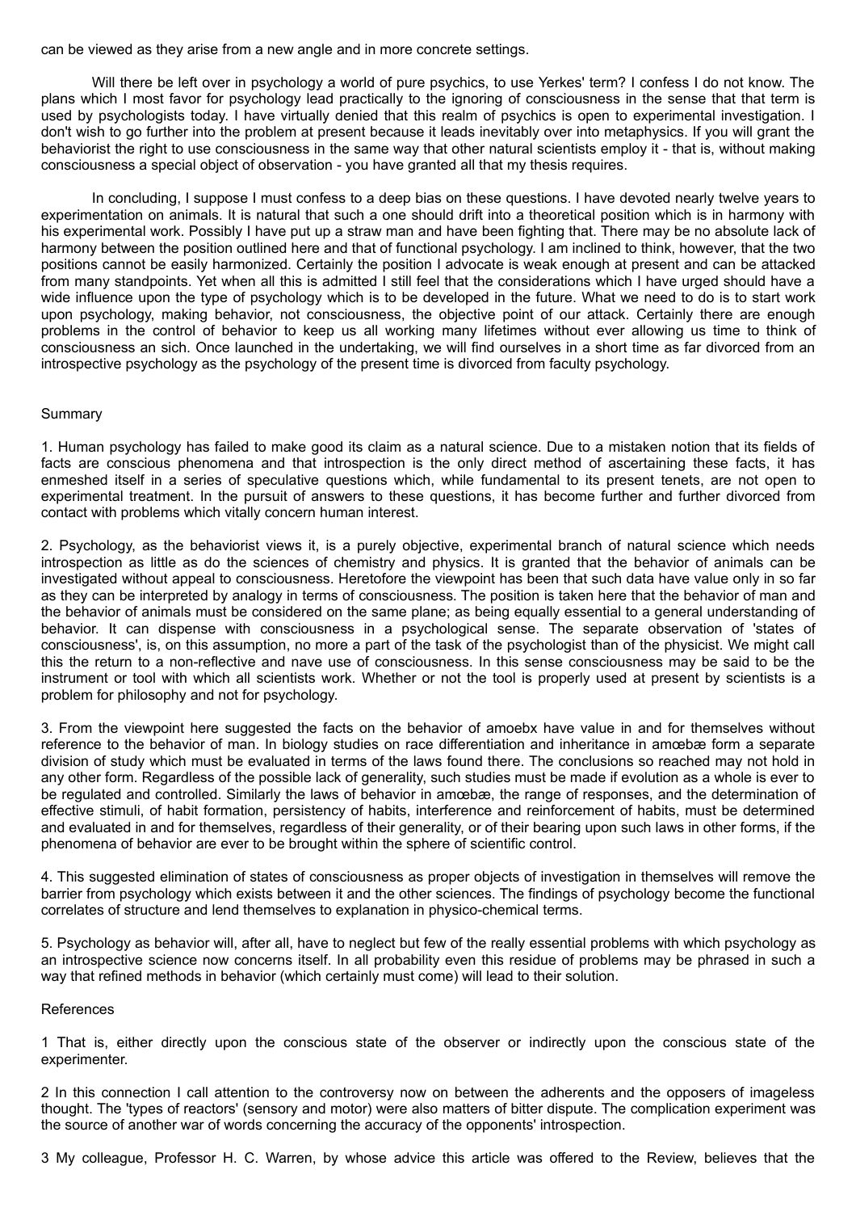can be viewed as they arise from a new angle and in more concrete settings.

Will there be left over in psychology a world of pure psychics, to use Yerkes' term? I confess I do not know. The plans which I most favor for psychology lead practically to the ignoring of consciousness in the sense that that term is used by psychologists today. I have virtually denied that this realm of psychics is open to experimental investigation. I don't wish to go further into the problem at present because it leads inevitably over into metaphysics. If you will grant the behaviorist the right to use consciousness in the same way that other natural scientists employ it - that is, without making consciousness a special object of observation - you have granted all that my thesis requires.

In concluding, I suppose I must confess to a deep bias on these questions. I have devoted nearly twelve years to experimentation on animals. It is natural that such a one should drift into a theoretical position which is in harmony with his experimental work. Possibly I have put up a straw man and have been fighting that. There may be no absolute lack of harmony between the position outlined here and that of functional psychology. I am inclined to think, however, that the two positions cannot be easily harmonized. Certainly the position I advocate is weak enough at present and can be attacked from many standpoints. Yet when all this is admitted I still feel that the considerations which I have urged should have a wide influence upon the type of psychology which is to be developed in the future. What we need to do is to start work upon psychology, making behavior, not consciousness, the objective point of our attack. Certainly there are enough problems in the control of behavior to keep us all working many lifetimes without ever allowing us time to think of consciousness an sich. Once launched in the undertaking, we will find ourselves in a short time as far divorced from an introspective psychology as the psychology of the present time is divorced from faculty psychology.

## Summary

1. Human psychology has failed to make good its claim as a natural science. Due to a mistaken notion that its fields of facts are conscious phenomena and that introspection is the only direct method of ascertaining these facts, it has enmeshed itself in a series of speculative questions which, while fundamental to its present tenets, are not open to experimental treatment. In the pursuit of answers to these questions, it has become further and further divorced from contact with problems which vitally concern human interest.

2. Psychology, as the behaviorist views it, is a purely objective, experimental branch of natural science which needs introspection as little as do the sciences of chemistry and physics. It is granted that the behavior of animals can be investigated without appeal to consciousness. Heretofore the viewpoint has been that such data have value only in so far as they can be interpreted by analogy in terms of consciousness. The position is taken here that the behavior of man and the behavior of animals must be considered on the same plane; as being equally essential to a general understanding of behavior. It can dispense with consciousness in a psychological sense. The separate observation of 'states of consciousness', is, on this assumption, no more a part of the task of the psychologist than of the physicist. We might call this the return to a non-reflective and nave use of consciousness. In this sense consciousness may be said to be the instrument or tool with which all scientists work. Whether or not the tool is properly used at present by scientists is a problem for philosophy and not for psychology.

3. From the viewpoint here suggested the facts on the behavior of amoebx have value in and for themselves without reference to the behavior of man. In biology studies on race differentiation and inheritance in amœbæ form a separate division of study which must be evaluated in terms of the laws found there. The conclusions so reached may not hold in any other form. Regardless of the possible lack of generality, such studies must be made if evolution as a whole is ever to be regulated and controlled. Similarly the laws of behavior in amœbæ, the range of responses, and the determination of effective stimuli, of habit formation, persistency of habits, interference and reinforcement of habits, must be determined and evaluated in and for themselves, regardless of their generality, or of their bearing upon such laws in other forms, if the phenomena of behavior are ever to be brought within the sphere of scientific control.

4. This suggested elimination of states of consciousness as proper objects of investigation in themselves will remove the barrier from psychology which exists between it and the other sciences. The findings of psychology become the functional correlates of structure and lend themselves to explanation in physico-chemical terms.

5. Psychology as behavior will, after all, have to neglect but few of the really essential problems with which psychology as an introspective science now concerns itself. In all probability even this residue of problems may be phrased in such a way that refined methods in behavior (which certainly must come) will lead to their solution.

## References

1 That is, either directly upon the conscious state of the observer or indirectly upon the conscious state of the experimenter.

2 In this connection I call attention to the controversy now on between the adherents and the opposers of imageless thought. The 'types of reactors' (sensory and motor) were also matters of bitter dispute. The complication experiment was the source of another war of words concerning the accuracy of the opponents' introspection.

3 My colleague, Professor H. C. Warren, by whose advice this article was offered to the Review, believes that the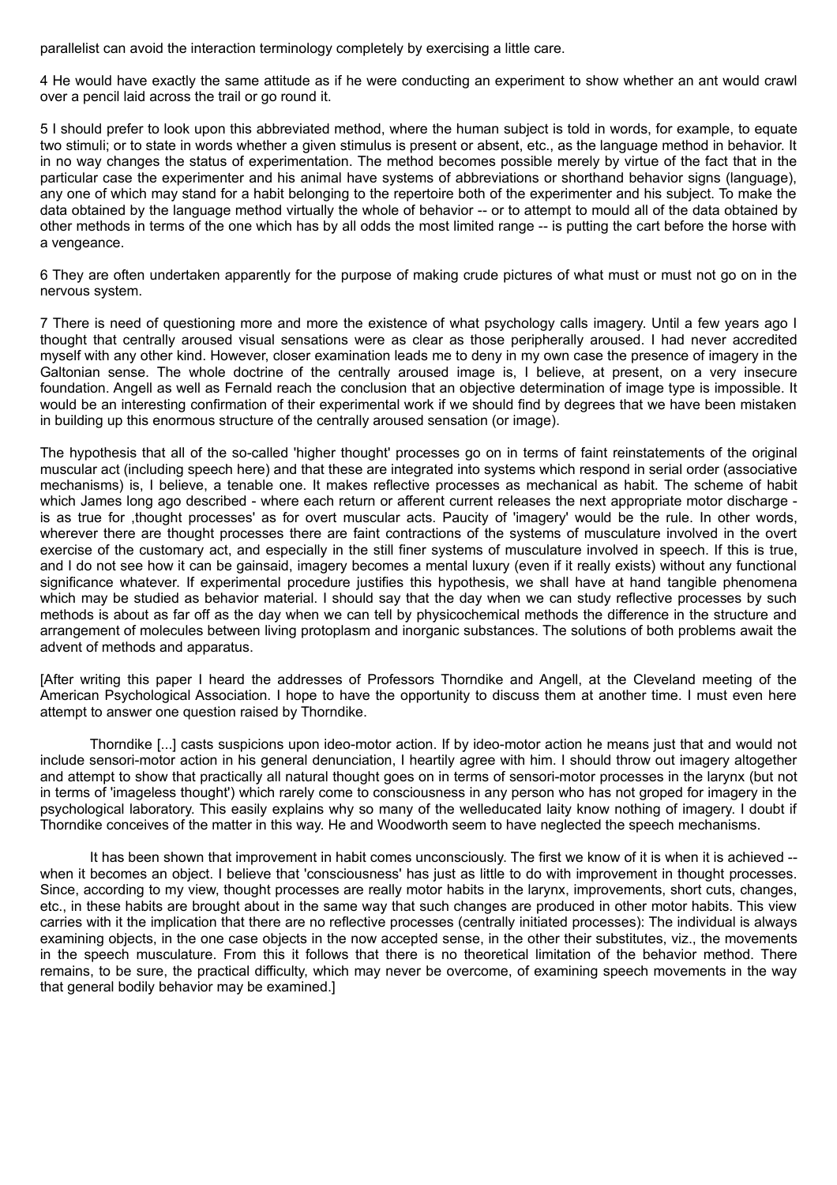parallelist can avoid the interaction terminology completely by exercising a little care.

4 He would have exactly the same attitude as if he were conducting an experiment to show whether an ant would crawl over a pencil laid across the trail or go round it.

5 I should prefer to look upon this abbreviated method, where the human subject is told in words, for example, to equate two stimuli; or to state in words whether a given stimulus is present or absent, etc., as the language method in behavior. It in no way changes the status of experimentation. The method becomes possible merely by virtue of the fact that in the particular case the experimenter and his animal have systems of abbreviations or shorthand behavior signs (language), any one of which may stand for a habit belonging to the repertoire both of the experimenter and his subject. To make the data obtained by the language method virtually the whole of behavior -- or to attempt to mould all of the data obtained by other methods in terms of the one which has by all odds the most limited range -- is putting the cart before the horse with a vengeance.

6 They are often undertaken apparently for the purpose of making crude pictures of what must or must not go on in the nervous system.

7 There is need of questioning more and more the existence of what psychology calls imagery. Until a few years ago I thought that centrally aroused visual sensations were as clear as those peripherally aroused. I had never accredited myself with any other kind. However, closer examination leads me to deny in my own case the presence of imagery in the Galtonian sense. The whole doctrine of the centrally aroused image is, I believe, at present, on a very insecure foundation. Angell as well as Fernald reach the conclusion that an objective determination of image type is impossible. It would be an interesting confirmation of their experimental work if we should find by degrees that we have been mistaken in building up this enormous structure of the centrally aroused sensation (or image).

The hypothesis that all of the so-called 'higher thought' processes go on in terms of faint reinstatements of the original muscular act (including speech here) and that these are integrated into systems which respond in serial order (associative mechanisms) is, I believe, a tenable one. It makes reflective processes as mechanical as habit. The scheme of habit which James long ago described - where each return or afferent current releases the next appropriate motor discharge - is as true for ,thought processes' as for overt muscular acts. Paucity of 'imagery' would be the rule. In other words, wherever there are thought processes there are faint contractions of the systems of musculature involved in the overt exercise of the customary act, and especially in the still finer systems of musculature involved in speech. If this is true, and I do not see how it can be gainsaid, imagery becomes a mental luxury (even if it really exists) without any functional significance whatever. If experimental procedure justifies this hypothesis, we shall have at hand tangible phenomena which may be studied as behavior material. I should say that the day when we can study reflective processes by such methods is about as far off as the day when we can tell by physicochemical methods the difference in the structure and arrangement of molecules between living protoplasm and inorganic substances. The solutions of both problems await the advent of methods and apparatus.

[After writing this paper I heard the addresses of Professors Thorndike and Angell, at the Cleveland meeting of the American Psychological Association. I hope to have the opportunity to discuss them at another time. I must even here attempt to answer one question raised by Thorndike.

Thorndike [...] casts suspicions upon ideo-motor action. If by ideo-motor action he means just that and would not include sensori-motor action in his general denunciation, I heartily agree with him. I should throw out imagery altogether and attempt to show that practically all natural thought goes on in terms of sensori-motor processes in the larynx (but not in terms of 'imageless thought') which rarely come to consciousness in any person who has not groped for imagery in the psychological laboratory. This easily explains why so many of the welleducated laity know nothing of imagery. I doubt if Thorndike conceives of the matter in this way. He and Woodworth seem to have neglected the speech mechanisms.

It has been shown that improvement in habit comes unconsciously. The first we know of it is when it is achieved -- when it becomes an object. I believe that 'consciousness' has just as little to do with improvement in thought processes. Since, according to my view, thought processes are really motor habits in the larynx, improvements, short cuts, changes, etc., in these habits are brought about in the same way that such changes are produced in other motor habits. This view carries with it the implication that there are no reflective processes (centrally initiated processes): The individual is always examining objects, in the one case objects in the now accepted sense, in the other their substitutes, viz., the movements in the speech musculature. From this it follows that there is no theoretical limitation of the behavior method. There remains, to be sure, the practical difficulty, which may never be overcome, of examining speech movements in the way that general bodily behavior may be examined.]